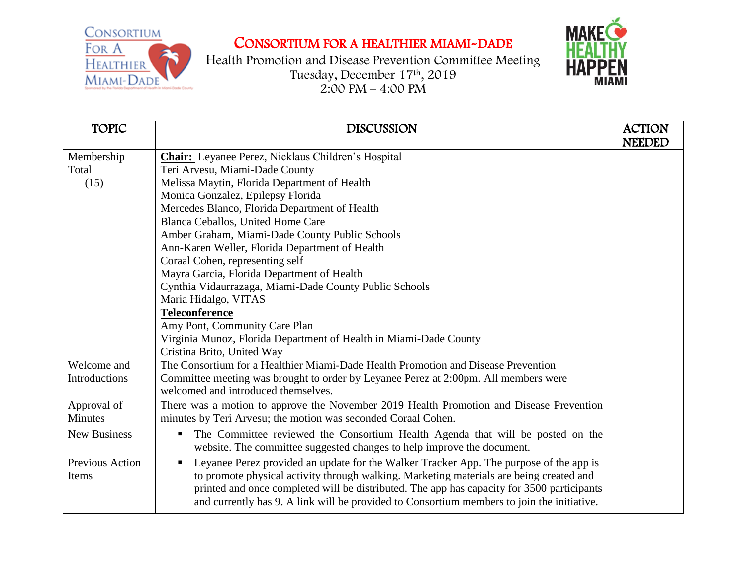# CONSORTIUM FOR A HEALTHIER MIAMI-DADE

Health Promotion and Disease Prevention Committee Meeting
Tuesday, December 17th, 2019
2:00 PM – 4:00 PM

| TOPIC | DISCUSSION | ACTION NEEDED |
|---|---|---|
| Membership Total (15) | **Chair:** Leyanee Perez, Nicklaus Children's Hospital<br>Teri Arvesu, Miami-Dade County<br>Melissa Maytin, Florida Department of Health<br>Monica Gonzalez, Epilepsy Florida<br>Mercedes Blanco, Florida Department of Health<br>Blanca Ceballos, United Home Care<br>Amber Graham, Miami-Dade County Public Schools<br>Ann-Karen Weller, Florida Department of Health<br>Coraal Cohen, representing self<br>Mayra Garcia, Florida Department of Health<br>Cynthia Vidaurrazaga, Miami-Dade County Public Schools<br>Maria Hidalgo, VITAS<br>**Teleconference**<br>Amy Pont, Community Care Plan<br>Virginia Munoz, Florida Department of Health in Miami-Dade County<br>Cristina Brito, United Way | |
| Welcome and Introductions | The Consortium for a Healthier Miami-Dade Health Promotion and Disease Prevention Committee meeting was brought to order by Leyanee Perez at 2:00pm. All members were welcomed and introduced themselves. | |
| Approval of Minutes | There was a motion to approve the November 2019 Health Promotion and Disease Prevention minutes by Teri Arvesu; the motion was seconded Coraal Cohen. | |
| New Business | ▪ The Committee reviewed the Consortium Health Agenda that will be posted on the website. The committee suggested changes to help improve the document. | |
| Previous Action Items | ▪ Leyanee Perez provided an update for the Walker Tracker App. The purpose of the app is to promote physical activity through walking. Marketing materials are being created and printed and once completed will be distributed. The app has capacity for 3500 participants and currently has 9. A link will be provided to Consortium members to join the initiative. | |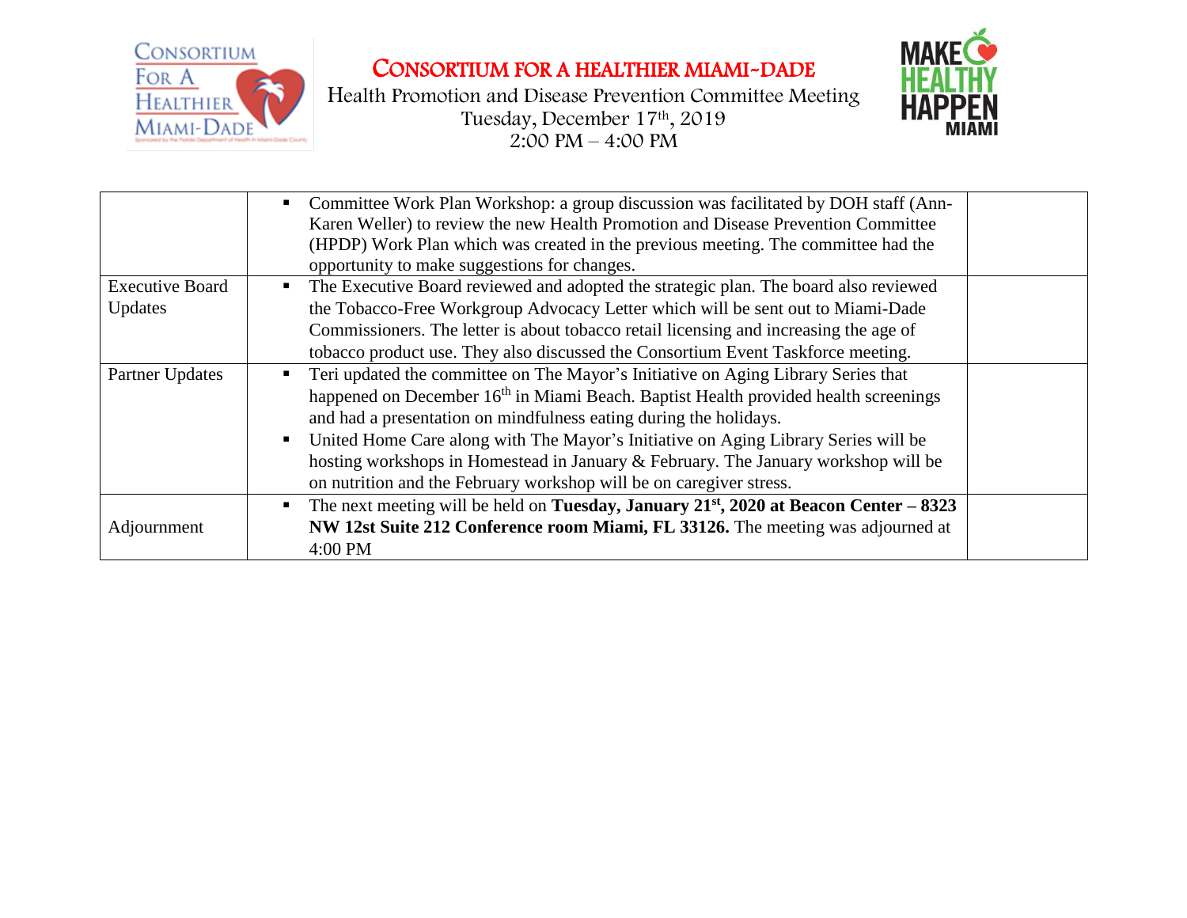# CONSORTIUM FOR A HEALTHIER MIAMI-DADE

Health Promotion and Disease Prevention Committee Meeting
Tuesday, December 17th, 2019
2:00 PM – 4:00 PM

| | | |
|---|---|---|
| | ▪ Committee Work Plan Workshop: a group discussion was facilitated by DOH staff (Ann-Karen Weller) to review the new Health Promotion and Disease Prevention Committee (HPDP) Work Plan which was created in the previous meeting. The committee had the opportunity to make suggestions for changes. | |
| Executive Board Updates | ▪ The Executive Board reviewed and adopted the strategic plan. The board also reviewed the Tobacco-Free Workgroup Advocacy Letter which will be sent out to Miami-Dade Commissioners. The letter is about tobacco retail licensing and increasing the age of tobacco product use. They also discussed the Consortium Event Taskforce meeting. | |
| Partner Updates | ▪ Teri updated the committee on The Mayor's Initiative on Aging Library Series that happened on December 16th in Miami Beach. Baptist Health provided health screenings and had a presentation on mindfulness eating during the holidays.<br>▪ United Home Care along with The Mayor's Initiative on Aging Library Series will be hosting workshops in Homestead in January & February. The January workshop will be on nutrition and the February workshop will be on caregiver stress. | |
| Adjournment | ▪ The next meeting will be held on **Tuesday, January 21st, 2020 at Beacon Center – 8323 NW 12st Suite 212 Conference room Miami, FL 33126.** The meeting was adjourned at 4:00 PM | |